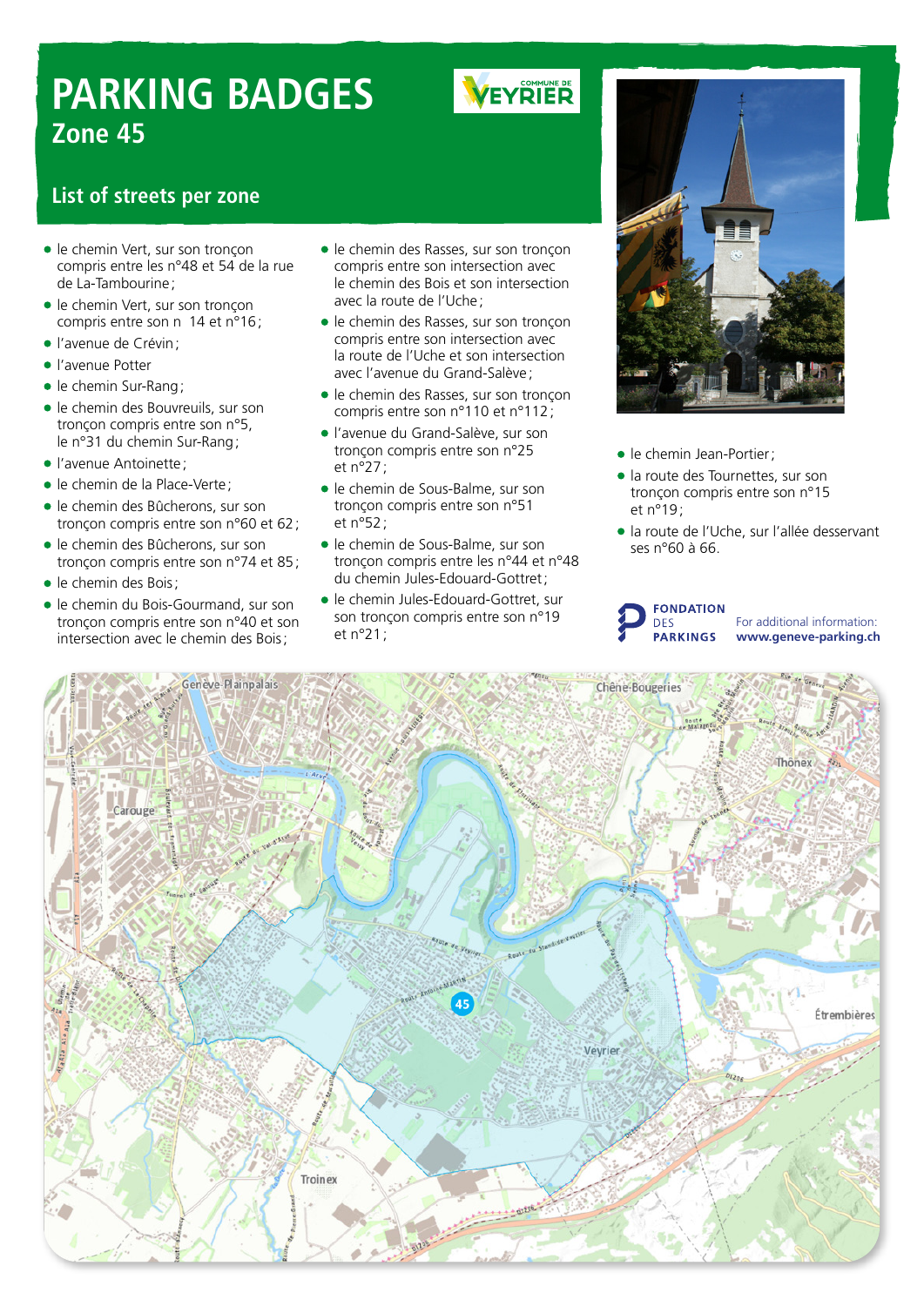# PARKING BADGES
## Zone 45

COMMUNE DE VEYRIER

### List of streets per zone

- le chemin Vert, sur son tronçon compris entre les n°48 et 54 de la rue de La-Tambourine ;
- le chemin Vert, sur son tronçon compris entre son n 14 et n°16 ;
- l'avenue de Crévin ;
- l'avenue Potter
- le chemin Sur-Rang ;
- le chemin des Bouvreuils, sur son tronçon compris entre son n°5, le n°31 du chemin Sur-Rang ;
- l'avenue Antoinette ;
- le chemin de la Place-Verte ;
- le chemin des Bûcherons, sur son tronçon compris entre son n°60 et 62 ;
- le chemin des Bûcherons, sur son tronçon compris entre son n°74 et 85 ;
- le chemin des Bois ;
- le chemin du Bois-Gourmand, sur son tronçon compris entre son n°40 et son intersection avec le chemin des Bois ;
- le chemin des Rasses, sur son tronçon compris entre son intersection avec le chemin des Bois et son intersection avec la route de l'Uche ;
- le chemin des Rasses, sur son tronçon compris entre son intersection avec la route de l'Uche et son intersection avec l'avenue du Grand-Salève ;
- le chemin des Rasses, sur son tronçon compris entre son n°110 et n°112 ;
- l'avenue du Grand-Salève, sur son tronçon compris entre son n°25 et n°27 ;
- le chemin de Sous-Balme, sur son tronçon compris entre son n°51 et n°52 ;
- le chemin de Sous-Balme, sur son tronçon compris entre les n°44 et n°48 du chemin Jules-Edouard-Gottret ;
- le chemin Jules-Edouard-Gottret, sur son tronçon compris entre son n°19 et n°21 ;
- le chemin Jean-Portier ;
- la route des Tournettes, sur son tronçon compris entre son n°15 et n°19 ;
- la route de l'Uche, sur l'allée desservant ses n°60 à 66.

FONDATION DES PARKINGS

For additional information: **www.geneve-parking.ch**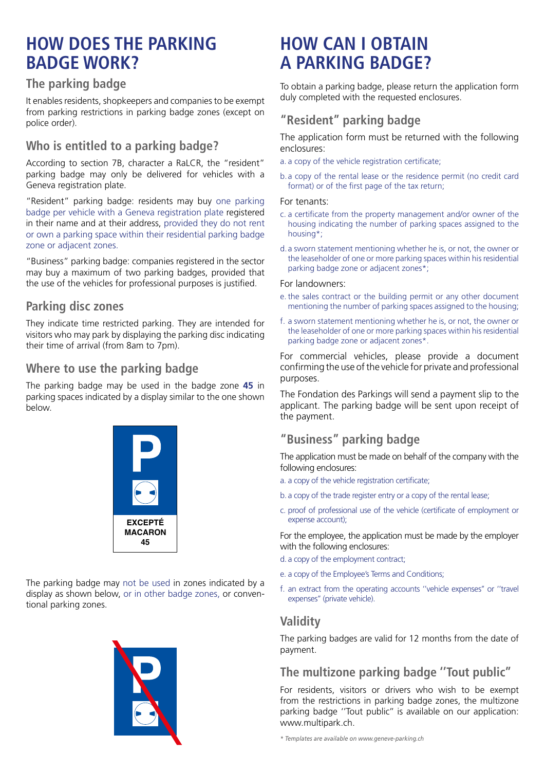# HOW DOES THE PARKING BADGE WORK?

## The parking badge

It enables residents, shopkeepers and companies to be exempt from parking restrictions in parking badge zones (except on police order).

## Who is entitled to a parking badge?

According to section 7B, character a RaLCR, the "resident" parking badge may only be delivered for vehicles with a Geneva registration plate.

"Resident" parking badge: residents may buy one parking badge per vehicle with a Geneva registration plate registered in their name and at their address, provided they do not rent or own a parking space within their residential parking badge zone or adjacent zones.

"Business" parking badge: companies registered in the sector may buy a maximum of two parking badges, provided that the use of the vehicles for professional purposes is justified.

## Parking disc zones

They indicate time restricted parking. They are intended for visitors who may park by displaying the parking disc indicating their time of arrival (from 8am to 7pm).

## Where to use the parking badge

The parking badge may be used in the badge zone **45** in parking spaces indicated by a display similar to the one shown below.

P

EXCEPTÉ
MACARON
45

The parking badge may not be used in zones indicated by a display as shown below, or in other badge zones, or conventional parking zones.

P

# HOW CAN I OBTAIN A PARKING BADGE?

To obtain a parking badge, please return the application form duly completed with the requested enclosures.

## "Resident" parking badge

The application form must be returned with the following enclosures:

a. a copy of the vehicle registration certificate;

b. a copy of the rental lease or the residence permit (no credit card format) or of the first page of the tax return;

For tenants:

c. a certificate from the property management and/or owner of the housing indicating the number of parking spaces assigned to the housing*;

d. a sworn statement mentioning whether he is, or not, the owner or the leaseholder of one or more parking spaces within his residential parking badge zone or adjacent zones*;

For landowners:

e. the sales contract or the building permit or any other document mentioning the number of parking spaces assigned to the housing;

f. a sworn statement mentioning whether he is, or not, the owner or the leaseholder of one or more parking spaces within his residential parking badge zone or adjacent zones*.

For commercial vehicles, please provide a document confirming the use of the vehicle for private and professional purposes.

The Fondation des Parkings will send a payment slip to the applicant. The parking badge will be sent upon receipt of the payment.

## "Business" parking badge

The application must be made on behalf of the company with the following enclosures:

a. a copy of the vehicle registration certificate;

b. a copy of the trade register entry or a copy of the rental lease;

c. proof of professional use of the vehicle (certificate of employment or expense account);

For the employee, the application must be made by the employer with the following enclosures:

d. a copy of the employment contract;

e. a copy of the Employee's Terms and Conditions;

f. an extract from the operating accounts ''vehicle expenses" or ''travel expenses" (private vehicle).

## Validity

The parking badges are valid for 12 months from the date of payment.

## The multizone parking badge ''Tout public"

For residents, visitors or drivers who wish to be exempt from the restrictions in parking badge zones, the multizone parking badge ''Tout public" is available on our application: www.multipark.ch.

*\* Templates are available on www.geneve-parking.ch*